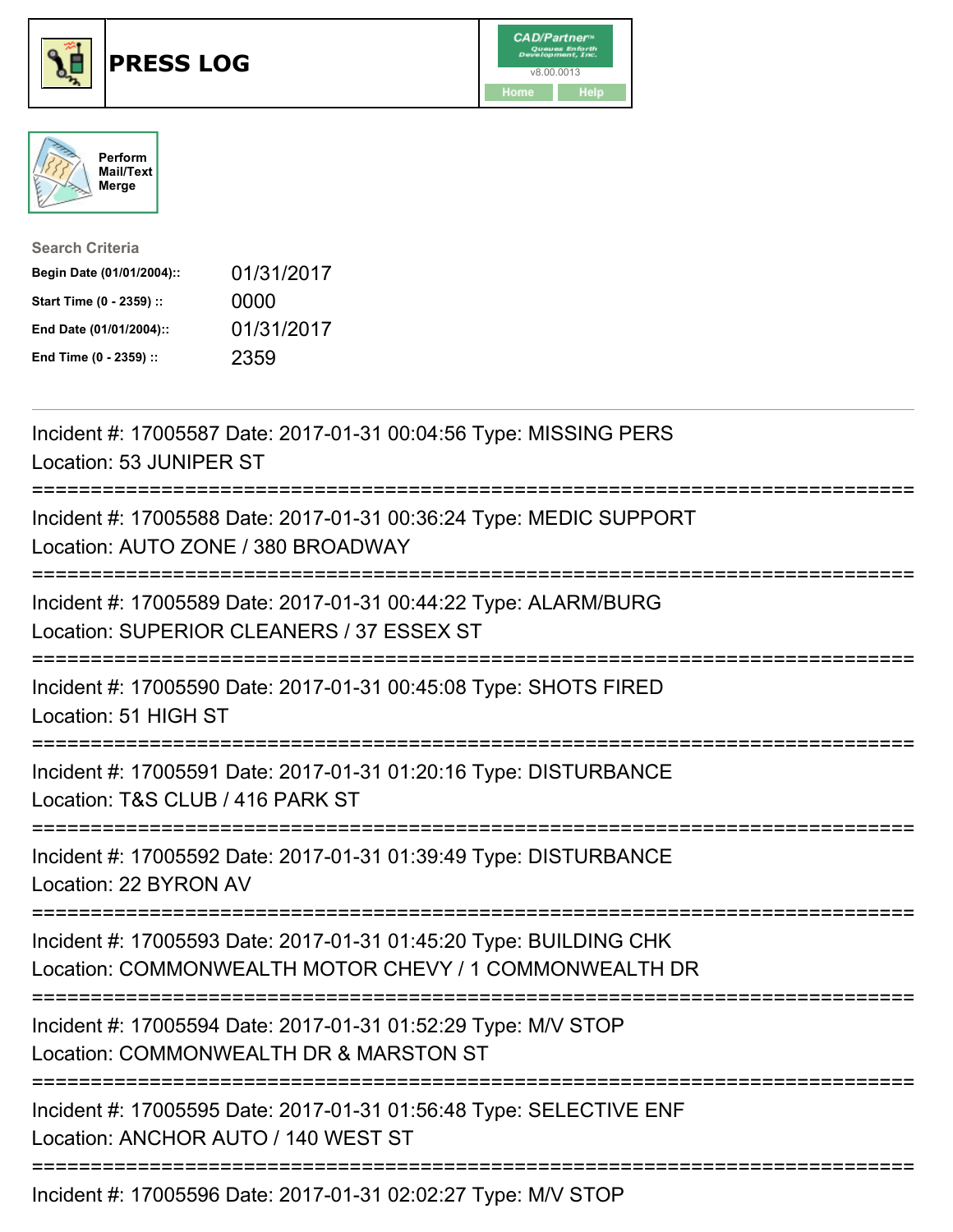# PRESS LOG

CAD/Partner™
v8.00.0013
Home Help

Perform Mail/Text Merge

**Search Criteria**

| | |
|---|---|
| **Begin Date (01/01/2004)::** | 01/31/2017 |
| **Start Time (0 - 2359) ::** | 0000 |
| **End Date (01/01/2004)::** | 01/31/2017 |
| **End Time (0 - 2359) ::** | 2359 |

---

Incident #: 17005587 Date: 2017-01-31 00:04:56 Type: MISSING PERS
Location: 53 JUNIPER ST

===========================================================================

Incident #: 17005588 Date: 2017-01-31 00:36:24 Type: MEDIC SUPPORT
Location: AUTO ZONE / 380 BROADWAY

===========================================================================

Incident #: 17005589 Date: 2017-01-31 00:44:22 Type: ALARM/BURG
Location: SUPERIOR CLEANERS / 37 ESSEX ST

===========================================================================

Incident #: 17005590 Date: 2017-01-31 00:45:08 Type: SHOTS FIRED
Location: 51 HIGH ST

===========================================================================

Incident #: 17005591 Date: 2017-01-31 01:20:16 Type: DISTURBANCE
Location: T&S CLUB / 416 PARK ST

===========================================================================

Incident #: 17005592 Date: 2017-01-31 01:39:49 Type: DISTURBANCE
Location: 22 BYRON AV

===========================================================================

Incident #: 17005593 Date: 2017-01-31 01:45:20 Type: BUILDING CHK
Location: COMMONWEALTH MOTOR CHEVY / 1 COMMONWEALTH DR

===========================================================================

Incident #: 17005594 Date: 2017-01-31 01:52:29 Type: M/V STOP
Location: COMMONWEALTH DR & MARSTON ST

===========================================================================

Incident #: 17005595 Date: 2017-01-31 01:56:48 Type: SELECTIVE ENF
Location: ANCHOR AUTO / 140 WEST ST

===========================================================================

Incident #: 17005596 Date: 2017-01-31 02:02:27 Type: M/V STOP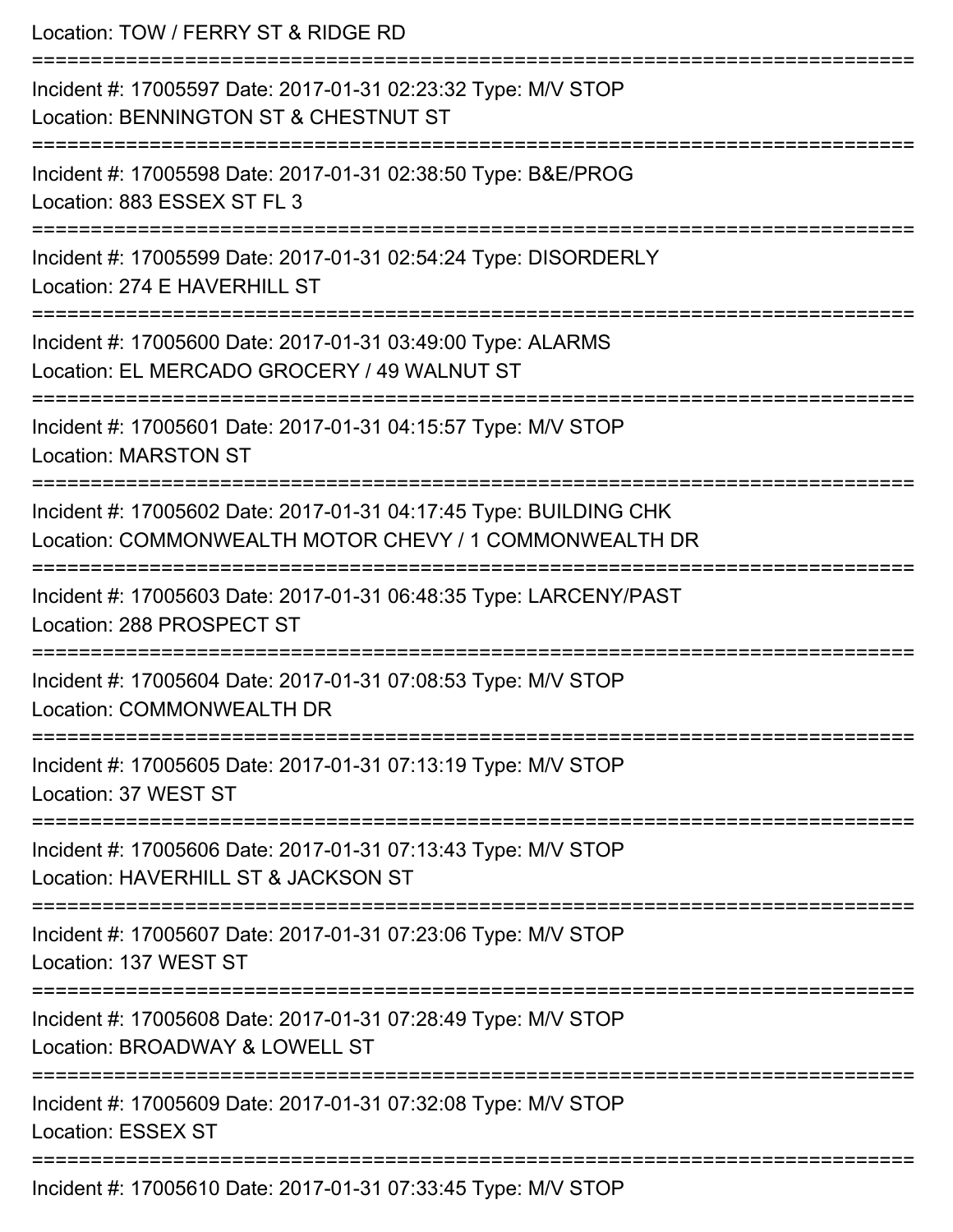Location: TOW / FERRY ST & RIDGE RD

===========================================================================

Incident #: 17005597 Date: 2017-01-31 02:23:32 Type: M/V STOP
Location: BENNINGTON ST & CHESTNUT ST

===========================================================================

Incident #: 17005598 Date: 2017-01-31 02:38:50 Type: B&E/PROG
Location: 883 ESSEX ST FL 3

===========================================================================

Incident #: 17005599 Date: 2017-01-31 02:54:24 Type: DISORDERLY
Location: 274 E HAVERHILL ST

===========================================================================

Incident #: 17005600 Date: 2017-01-31 03:49:00 Type: ALARMS
Location: EL MERCADO GROCERY / 49 WALNUT ST

===========================================================================

Incident #: 17005601 Date: 2017-01-31 04:15:57 Type: M/V STOP
Location: MARSTON ST

===========================================================================

Incident #: 17005602 Date: 2017-01-31 04:17:45 Type: BUILDING CHK
Location: COMMONWEALTH MOTOR CHEVY / 1 COMMONWEALTH DR

===========================================================================

Incident #: 17005603 Date: 2017-01-31 06:48:35 Type: LARCENY/PAST
Location: 288 PROSPECT ST

===========================================================================

Incident #: 17005604 Date: 2017-01-31 07:08:53 Type: M/V STOP
Location: COMMONWEALTH DR

===========================================================================

Incident #: 17005605 Date: 2017-01-31 07:13:19 Type: M/V STOP
Location: 37 WEST ST

===========================================================================

Incident #: 17005606 Date: 2017-01-31 07:13:43 Type: M/V STOP
Location: HAVERHILL ST & JACKSON ST

===========================================================================

Incident #: 17005607 Date: 2017-01-31 07:23:06 Type: M/V STOP
Location: 137 WEST ST

===========================================================================

Incident #: 17005608 Date: 2017-01-31 07:28:49 Type: M/V STOP
Location: BROADWAY & LOWELL ST

===========================================================================

Incident #: 17005609 Date: 2017-01-31 07:32:08 Type: M/V STOP
Location: ESSEX ST

===========================================================================

Incident #: 17005610 Date: 2017-01-31 07:33:45 Type: M/V STOP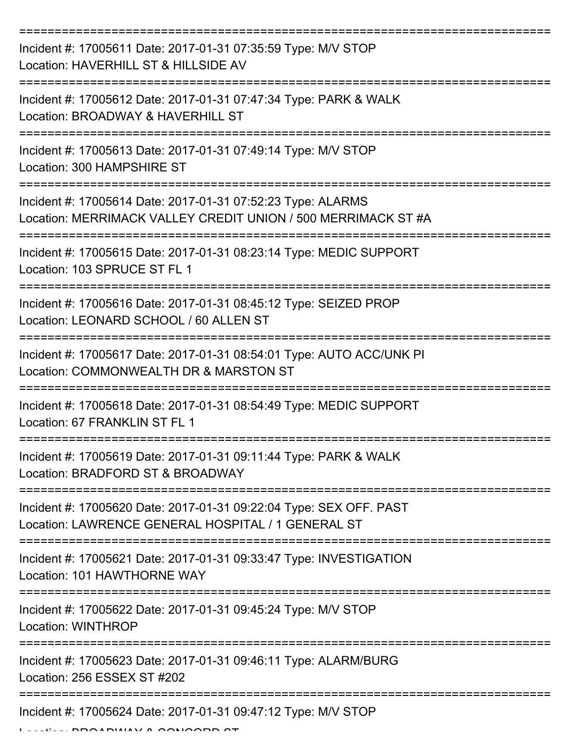===========================================================================

Incident #: 17005611 Date: 2017-01-31 07:35:59 Type: M/V STOP
Location: HAVERHILL ST & HILLSIDE AV

===========================================================================

Incident #: 17005612 Date: 2017-01-31 07:47:34 Type: PARK & WALK
Location: BROADWAY & HAVERHILL ST

===========================================================================

Incident #: 17005613 Date: 2017-01-31 07:49:14 Type: M/V STOP
Location: 300 HAMPSHIRE ST

===========================================================================

Incident #: 17005614 Date: 2017-01-31 07:52:23 Type: ALARMS
Location: MERRIMACK VALLEY CREDIT UNION / 500 MERRIMACK ST #A

===========================================================================

Incident #: 17005615 Date: 2017-01-31 08:23:14 Type: MEDIC SUPPORT
Location: 103 SPRUCE ST FL 1

===========================================================================

Incident #: 17005616 Date: 2017-01-31 08:45:12 Type: SEIZED PROP
Location: LEONARD SCHOOL / 60 ALLEN ST

===========================================================================

Incident #: 17005617 Date: 2017-01-31 08:54:01 Type: AUTO ACC/UNK PI
Location: COMMONWEALTH DR & MARSTON ST

===========================================================================

Incident #: 17005618 Date: 2017-01-31 08:54:49 Type: MEDIC SUPPORT
Location: 67 FRANKLIN ST FL 1

===========================================================================

Incident #: 17005619 Date: 2017-01-31 09:11:44 Type: PARK & WALK
Location: BRADFORD ST & BROADWAY

===========================================================================

Incident #: 17005620 Date: 2017-01-31 09:22:04 Type: SEX OFF. PAST
Location: LAWRENCE GENERAL HOSPITAL / 1 GENERAL ST

===========================================================================

Incident #: 17005621 Date: 2017-01-31 09:33:47 Type: INVESTIGATION
Location: 101 HAWTHORNE WAY

===========================================================================

Incident #: 17005622 Date: 2017-01-31 09:45:24 Type: M/V STOP
Location: WINTHROP

===========================================================================

Incident #: 17005623 Date: 2017-01-31 09:46:11 Type: ALARM/BURG
Location: 256 ESSEX ST #202

===========================================================================

Incident #: 17005624 Date: 2017-01-31 09:47:12 Type: M/V STOP
Location: BROADWAY & CONCORD ST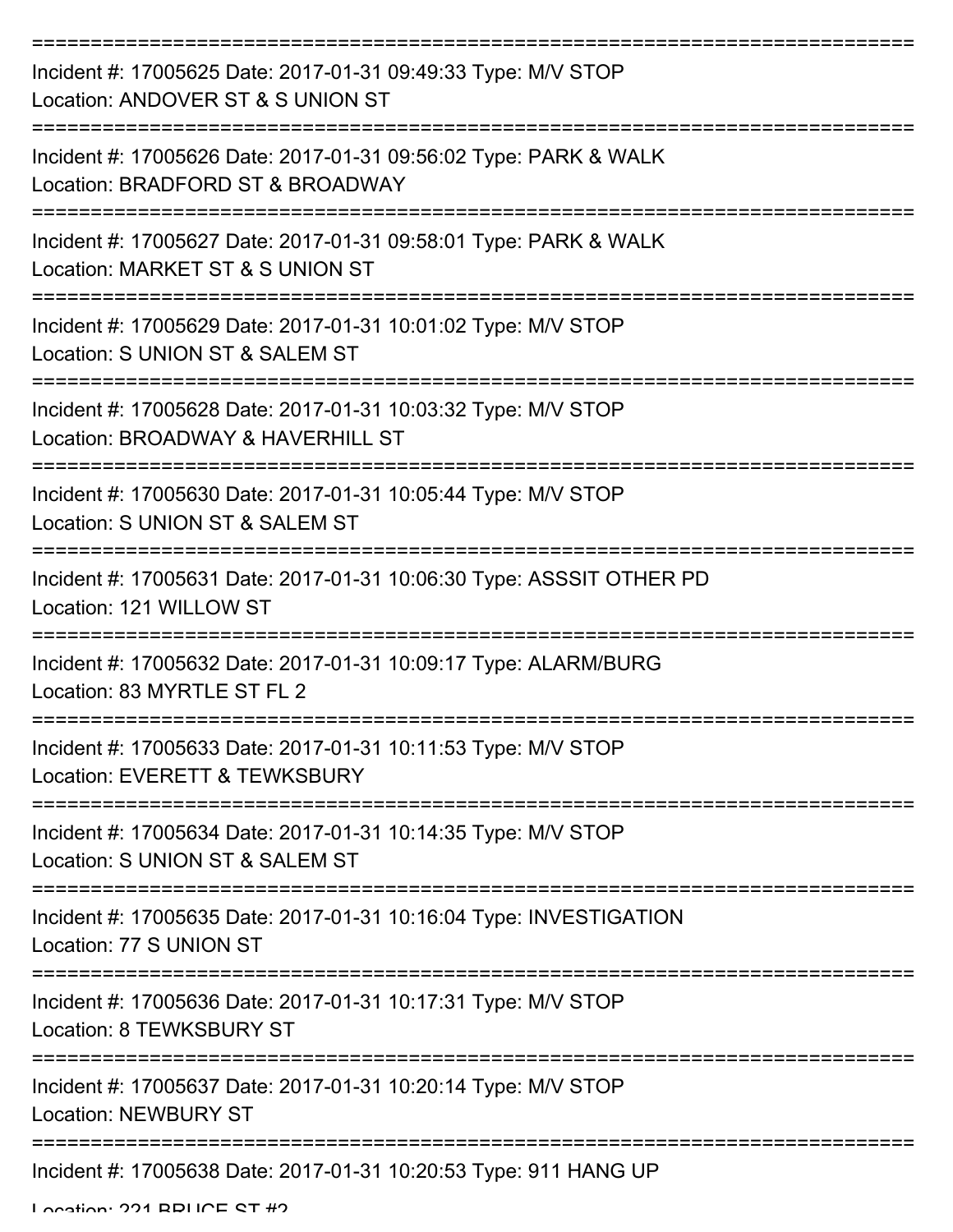===========================================================================

Incident #: 17005625 Date: 2017-01-31 09:49:33 Type: M/V STOP
Location: ANDOVER ST & S UNION ST

===========================================================================

Incident #: 17005626 Date: 2017-01-31 09:56:02 Type: PARK & WALK
Location: BRADFORD ST & BROADWAY

===========================================================================

Incident #: 17005627 Date: 2017-01-31 09:58:01 Type: PARK & WALK
Location: MARKET ST & S UNION ST

===========================================================================

Incident #: 17005629 Date: 2017-01-31 10:01:02 Type: M/V STOP
Location: S UNION ST & SALEM ST

===========================================================================

Incident #: 17005628 Date: 2017-01-31 10:03:32 Type: M/V STOP
Location: BROADWAY & HAVERHILL ST

===========================================================================

Incident #: 17005630 Date: 2017-01-31 10:05:44 Type: M/V STOP
Location: S UNION ST & SALEM ST

===========================================================================

Incident #: 17005631 Date: 2017-01-31 10:06:30 Type: ASSSIT OTHER PD
Location: 121 WILLOW ST

===========================================================================

Incident #: 17005632 Date: 2017-01-31 10:09:17 Type: ALARM/BURG
Location: 83 MYRTLE ST FL 2

===========================================================================

Incident #: 17005633 Date: 2017-01-31 10:11:53 Type: M/V STOP
Location: EVERETT & TEWKSBURY

===========================================================================

Incident #: 17005634 Date: 2017-01-31 10:14:35 Type: M/V STOP
Location: S UNION ST & SALEM ST

===========================================================================

Incident #: 17005635 Date: 2017-01-31 10:16:04 Type: INVESTIGATION
Location: 77 S UNION ST

===========================================================================

Incident #: 17005636 Date: 2017-01-31 10:17:31 Type: M/V STOP
Location: 8 TEWKSBURY ST

===========================================================================

Incident #: 17005637 Date: 2017-01-31 10:20:14 Type: M/V STOP
Location: NEWBURY ST

===========================================================================

Incident #: 17005638 Date: 2017-01-31 10:20:53 Type: 911 HANG UP
Location: 221 BRUCE ST #2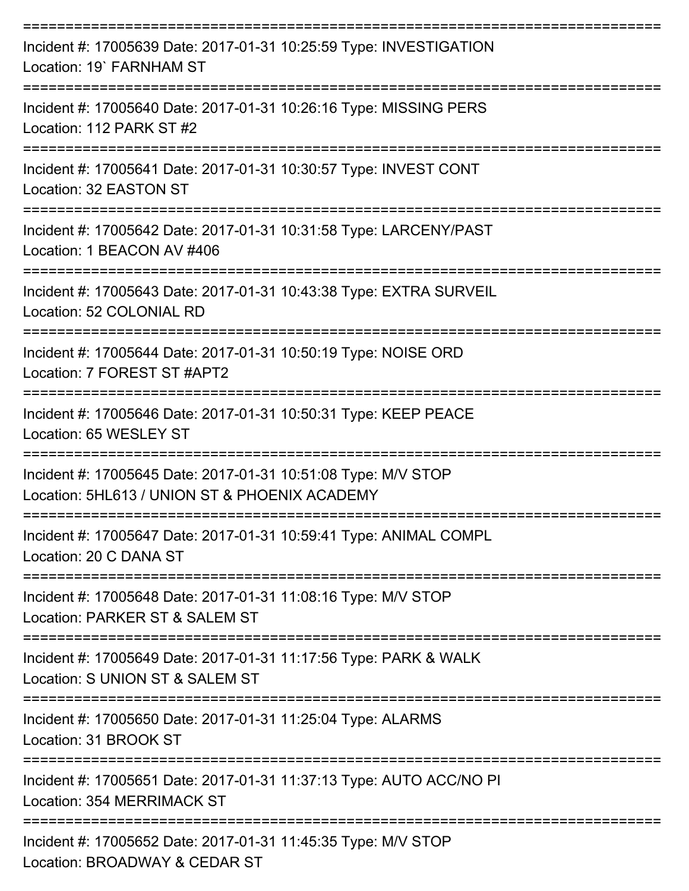===========================================================================
Incident #: 17005639 Date: 2017-01-31 10:25:59 Type: INVESTIGATION
Location: 19` FARNHAM ST
===========================================================================
Incident #: 17005640 Date: 2017-01-31 10:26:16 Type: MISSING PERS
Location: 112 PARK ST #2
===========================================================================
Incident #: 17005641 Date: 2017-01-31 10:30:57 Type: INVEST CONT
Location: 32 EASTON ST
===========================================================================
Incident #: 17005642 Date: 2017-01-31 10:31:58 Type: LARCENY/PAST
Location: 1 BEACON AV #406
===========================================================================
Incident #: 17005643 Date: 2017-01-31 10:43:38 Type: EXTRA SURVEIL
Location: 52 COLONIAL RD
===========================================================================
Incident #: 17005644 Date: 2017-01-31 10:50:19 Type: NOISE ORD
Location: 7 FOREST ST #APT2
===========================================================================
Incident #: 17005646 Date: 2017-01-31 10:50:31 Type: KEEP PEACE
Location: 65 WESLEY ST
===========================================================================
Incident #: 17005645 Date: 2017-01-31 10:51:08 Type: M/V STOP
Location: 5HL613 / UNION ST & PHOENIX ACADEMY
===========================================================================
Incident #: 17005647 Date: 2017-01-31 10:59:41 Type: ANIMAL COMPL
Location: 20 C DANA ST
===========================================================================
Incident #: 17005648 Date: 2017-01-31 11:08:16 Type: M/V STOP
Location: PARKER ST & SALEM ST
===========================================================================
Incident #: 17005649 Date: 2017-01-31 11:17:56 Type: PARK & WALK
Location: S UNION ST & SALEM ST
===========================================================================
Incident #: 17005650 Date: 2017-01-31 11:25:04 Type: ALARMS
Location: 31 BROOK ST
===========================================================================
Incident #: 17005651 Date: 2017-01-31 11:37:13 Type: AUTO ACC/NO PI
Location: 354 MERRIMACK ST
===========================================================================
Incident #: 17005652 Date: 2017-01-31 11:45:35 Type: M/V STOP
Location: BROADWAY & CEDAR ST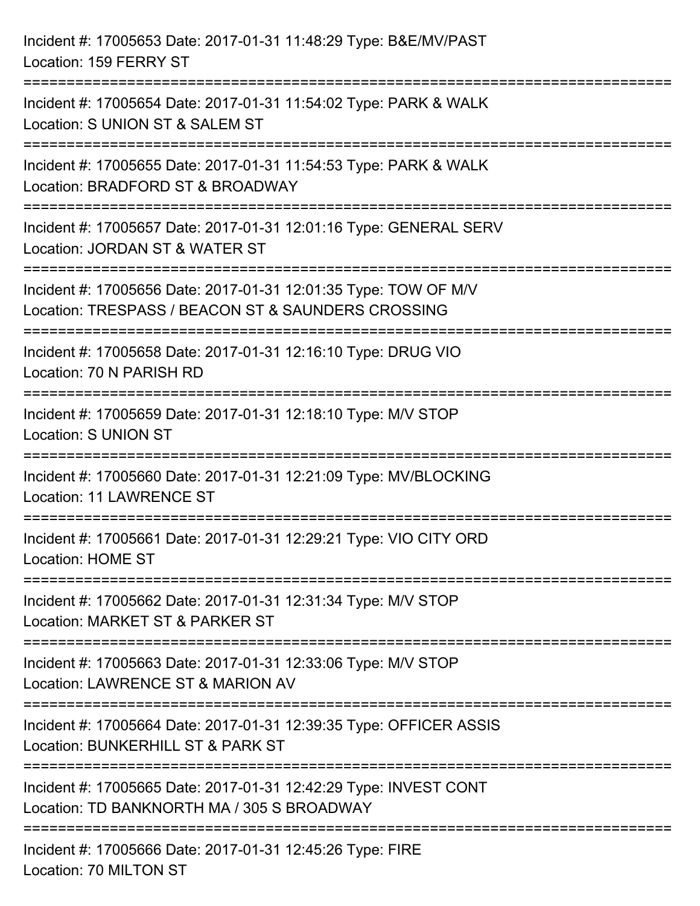Incident #: 17005653 Date: 2017-01-31 11:48:29 Type: B&E/MV/PAST
Location: 159 FERRY ST

===========================================================================

Incident #: 17005654 Date: 2017-01-31 11:54:02 Type: PARK & WALK
Location: S UNION ST & SALEM ST

===========================================================================

Incident #: 17005655 Date: 2017-01-31 11:54:53 Type: PARK & WALK
Location: BRADFORD ST & BROADWAY

===========================================================================

Incident #: 17005657 Date: 2017-01-31 12:01:16 Type: GENERAL SERV
Location: JORDAN ST & WATER ST

===========================================================================

Incident #: 17005656 Date: 2017-01-31 12:01:35 Type: TOW OF M/V
Location: TRESPASS / BEACON ST & SAUNDERS CROSSING

===========================================================================

Incident #: 17005658 Date: 2017-01-31 12:16:10 Type: DRUG VIO
Location: 70 N PARISH RD

===========================================================================

Incident #: 17005659 Date: 2017-01-31 12:18:10 Type: M/V STOP
Location: S UNION ST

===========================================================================

Incident #: 17005660 Date: 2017-01-31 12:21:09 Type: MV/BLOCKING
Location: 11 LAWRENCE ST

===========================================================================

Incident #: 17005661 Date: 2017-01-31 12:29:21 Type: VIO CITY ORD
Location: HOME ST

===========================================================================

Incident #: 17005662 Date: 2017-01-31 12:31:34 Type: M/V STOP
Location: MARKET ST & PARKER ST

===========================================================================

Incident #: 17005663 Date: 2017-01-31 12:33:06 Type: M/V STOP
Location: LAWRENCE ST & MARION AV

===========================================================================

Incident #: 17005664 Date: 2017-01-31 12:39:35 Type: OFFICER ASSIS
Location: BUNKERHILL ST & PARK ST

===========================================================================

Incident #: 17005665 Date: 2017-01-31 12:42:29 Type: INVEST CONT
Location: TD BANKNORTH MA / 305 S BROADWAY

===========================================================================

Incident #: 17005666 Date: 2017-01-31 12:45:26 Type: FIRE
Location: 70 MILTON ST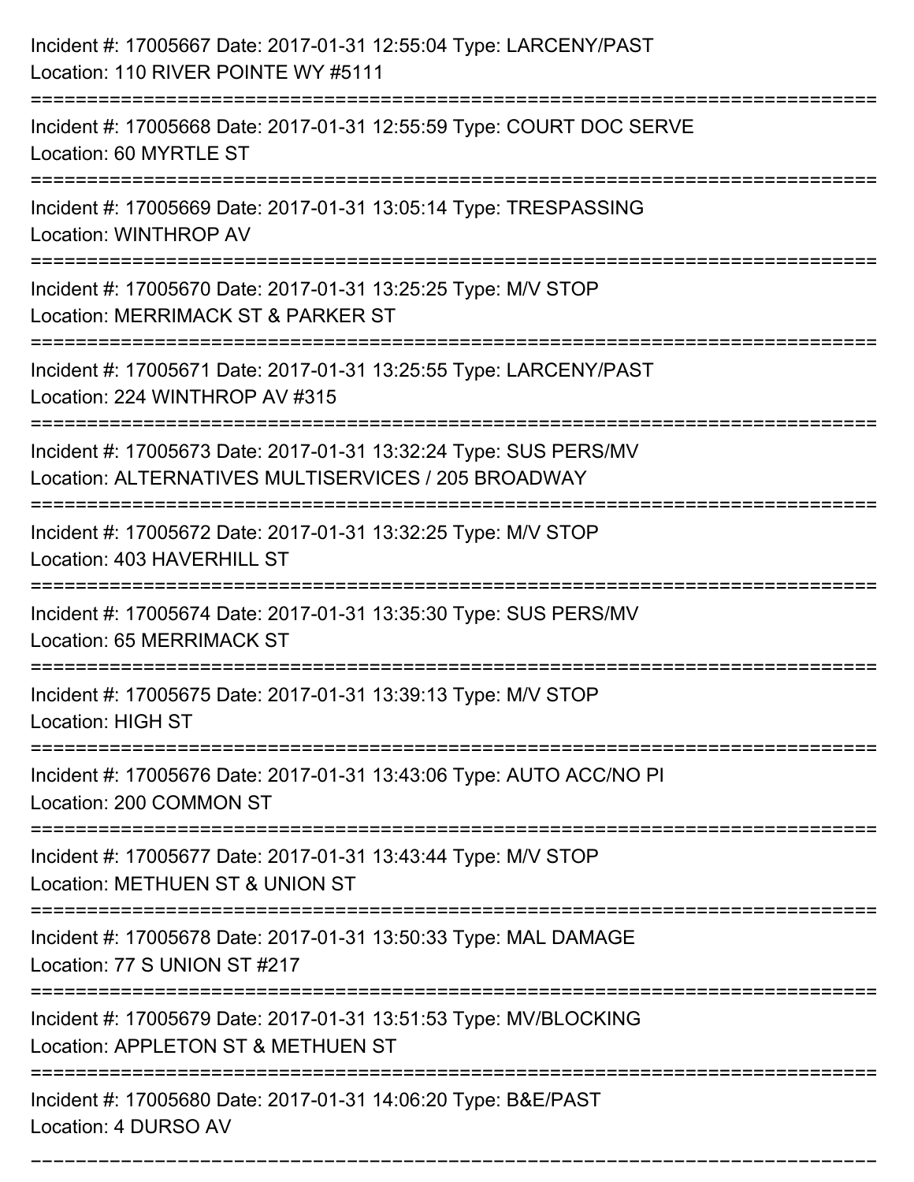Incident #: 17005667 Date: 2017-01-31 12:55:04 Type: LARCENY/PAST
Location: 110 RIVER POINTE WY #5111

===========================================================================

Incident #: 17005668 Date: 2017-01-31 12:55:59 Type: COURT DOC SERVE
Location: 60 MYRTLE ST

===========================================================================

Incident #: 17005669 Date: 2017-01-31 13:05:14 Type: TRESPASSING
Location: WINTHROP AV

===========================================================================

Incident #: 17005670 Date: 2017-01-31 13:25:25 Type: M/V STOP
Location: MERRIMACK ST & PARKER ST

===========================================================================

Incident #: 17005671 Date: 2017-01-31 13:25:55 Type: LARCENY/PAST
Location: 224 WINTHROP AV #315

===========================================================================

Incident #: 17005673 Date: 2017-01-31 13:32:24 Type: SUS PERS/MV
Location: ALTERNATIVES MULTISERVICES / 205 BROADWAY

===========================================================================

Incident #: 17005672 Date: 2017-01-31 13:32:25 Type: M/V STOP
Location: 403 HAVERHILL ST

===========================================================================

Incident #: 17005674 Date: 2017-01-31 13:35:30 Type: SUS PERS/MV
Location: 65 MERRIMACK ST

===========================================================================

Incident #: 17005675 Date: 2017-01-31 13:39:13 Type: M/V STOP
Location: HIGH ST

===========================================================================

Incident #: 17005676 Date: 2017-01-31 13:43:06 Type: AUTO ACC/NO PI
Location: 200 COMMON ST

===========================================================================

Incident #: 17005677 Date: 2017-01-31 13:43:44 Type: M/V STOP
Location: METHUEN ST & UNION ST

===========================================================================

Incident #: 17005678 Date: 2017-01-31 13:50:33 Type: MAL DAMAGE
Location: 77 S UNION ST #217

===========================================================================

Incident #: 17005679 Date: 2017-01-31 13:51:53 Type: MV/BLOCKING
Location: APPLETON ST & METHUEN ST

===========================================================================

Incident #: 17005680 Date: 2017-01-31 14:06:20 Type: B&E/PAST
Location: 4 DURSO AV

===========================================================================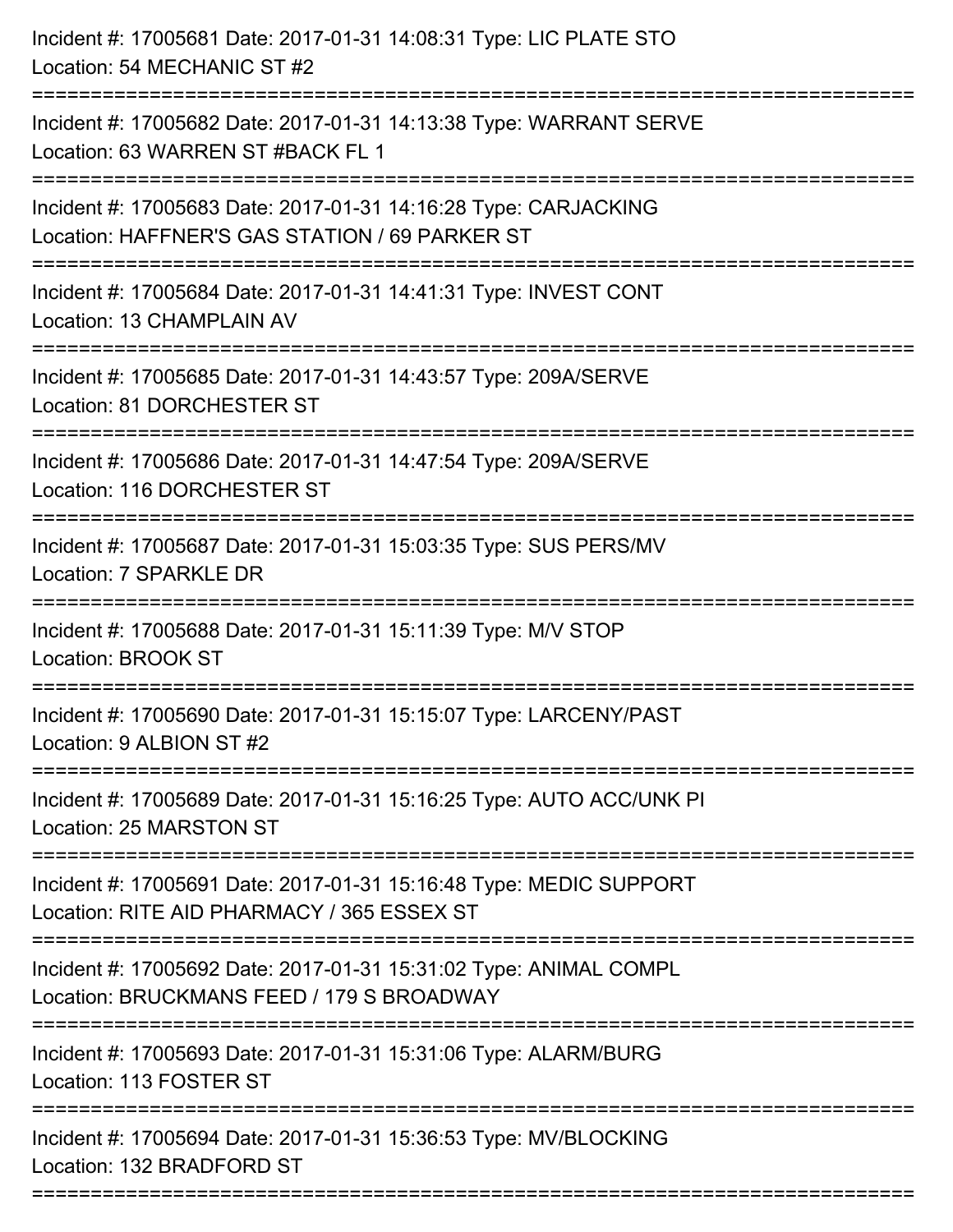Incident #: 17005681 Date: 2017-01-31 14:08:31 Type: LIC PLATE STO
Location: 54 MECHANIC ST #2

===========================================================================

Incident #: 17005682 Date: 2017-01-31 14:13:38 Type: WARRANT SERVE
Location: 63 WARREN ST #BACK FL 1

===========================================================================

Incident #: 17005683 Date: 2017-01-31 14:16:28 Type: CARJACKING
Location: HAFFNER'S GAS STATION / 69 PARKER ST

===========================================================================

Incident #: 17005684 Date: 2017-01-31 14:41:31 Type: INVEST CONT
Location: 13 CHAMPLAIN AV

===========================================================================

Incident #: 17005685 Date: 2017-01-31 14:43:57 Type: 209A/SERVE
Location: 81 DORCHESTER ST

===========================================================================

Incident #: 17005686 Date: 2017-01-31 14:47:54 Type: 209A/SERVE
Location: 116 DORCHESTER ST

===========================================================================

Incident #: 17005687 Date: 2017-01-31 15:03:35 Type: SUS PERS/MV
Location: 7 SPARKLE DR

===========================================================================

Incident #: 17005688 Date: 2017-01-31 15:11:39 Type: M/V STOP
Location: BROOK ST

===========================================================================

Incident #: 17005690 Date: 2017-01-31 15:15:07 Type: LARCENY/PAST
Location: 9 ALBION ST #2

===========================================================================

Incident #: 17005689 Date: 2017-01-31 15:16:25 Type: AUTO ACC/UNK PI
Location: 25 MARSTON ST

===========================================================================

Incident #: 17005691 Date: 2017-01-31 15:16:48 Type: MEDIC SUPPORT
Location: RITE AID PHARMACY / 365 ESSEX ST

===========================================================================

Incident #: 17005692 Date: 2017-01-31 15:31:02 Type: ANIMAL COMPL
Location: BRUCKMANS FEED / 179 S BROADWAY

===========================================================================

Incident #: 17005693 Date: 2017-01-31 15:31:06 Type: ALARM/BURG
Location: 113 FOSTER ST

===========================================================================

Incident #: 17005694 Date: 2017-01-31 15:36:53 Type: MV/BLOCKING
Location: 132 BRADFORD ST

===========================================================================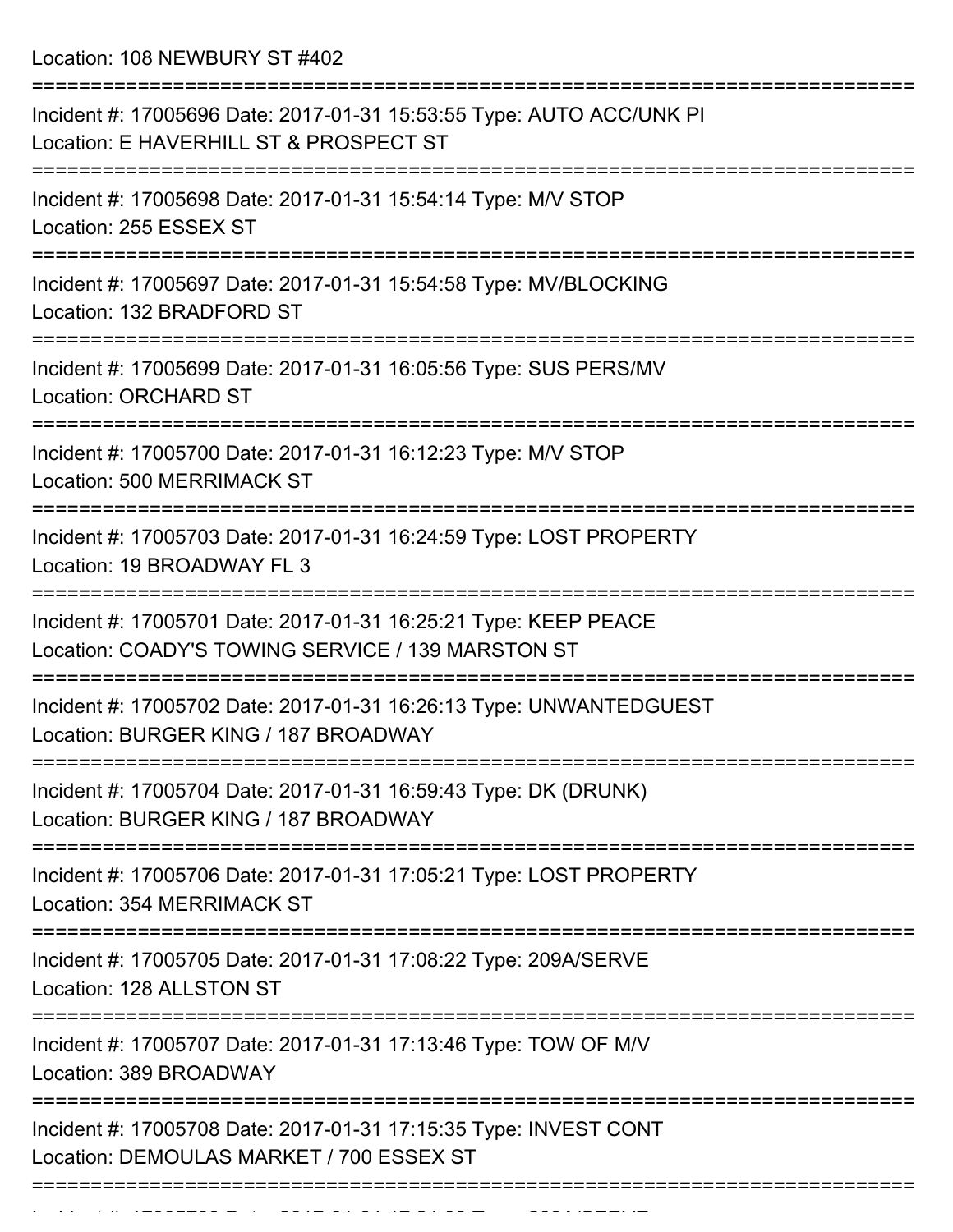Location: 108 NEWBURY ST #402

===========================================================================

Incident #: 17005696 Date: 2017-01-31 15:53:55 Type: AUTO ACC/UNK PI
Location: E HAVERHILL ST & PROSPECT ST

===========================================================================

Incident #: 17005698 Date: 2017-01-31 15:54:14 Type: M/V STOP
Location: 255 ESSEX ST

===========================================================================

Incident #: 17005697 Date: 2017-01-31 15:54:58 Type: MV/BLOCKING
Location: 132 BRADFORD ST

===========================================================================

Incident #: 17005699 Date: 2017-01-31 16:05:56 Type: SUS PERS/MV
Location: ORCHARD ST

===========================================================================

Incident #: 17005700 Date: 2017-01-31 16:12:23 Type: M/V STOP
Location: 500 MERRIMACK ST

===========================================================================

Incident #: 17005703 Date: 2017-01-31 16:24:59 Type: LOST PROPERTY
Location: 19 BROADWAY FL 3

===========================================================================

Incident #: 17005701 Date: 2017-01-31 16:25:21 Type: KEEP PEACE
Location: COADY'S TOWING SERVICE / 139 MARSTON ST

===========================================================================

Incident #: 17005702 Date: 2017-01-31 16:26:13 Type: UNWANTEDGUEST
Location: BURGER KING / 187 BROADWAY

===========================================================================

Incident #: 17005704 Date: 2017-01-31 16:59:43 Type: DK (DRUNK)
Location: BURGER KING / 187 BROADWAY

===========================================================================

Incident #: 17005706 Date: 2017-01-31 17:05:21 Type: LOST PROPERTY
Location: 354 MERRIMACK ST

===========================================================================

Incident #: 17005705 Date: 2017-01-31 17:08:22 Type: 209A/SERVE
Location: 128 ALLSTON ST

===========================================================================

Incident #: 17005707 Date: 2017-01-31 17:13:46 Type: TOW OF M/V
Location: 389 BROADWAY

===========================================================================

Incident #: 17005708 Date: 2017-01-31 17:15:35 Type: INVEST CONT
Location: DEMOULAS MARKET / 700 ESSEX ST

===========================================================================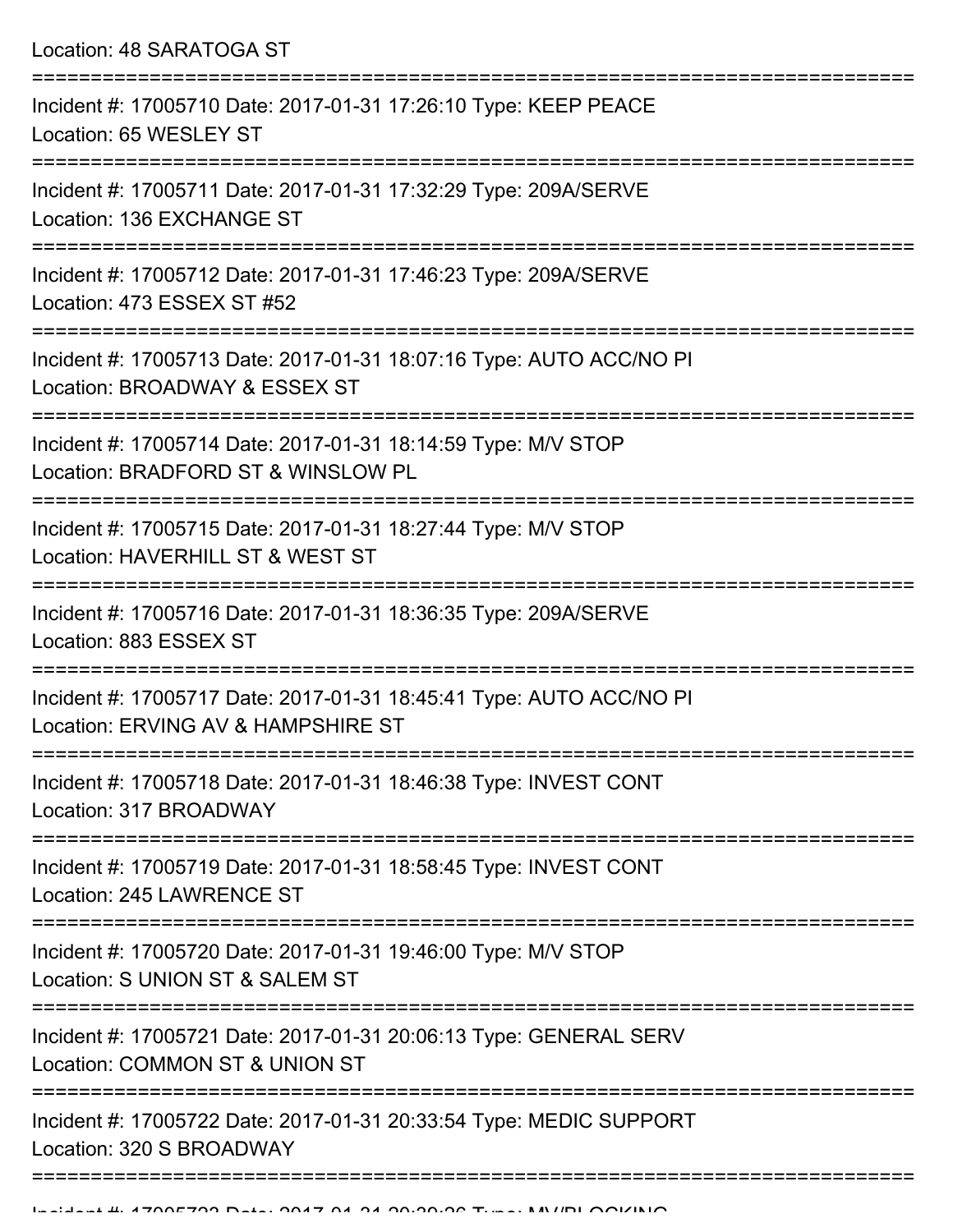Location: 48 SARATOGA ST

===========================================================================

Incident #: 17005710 Date: 2017-01-31 17:26:10 Type: KEEP PEACE
Location: 65 WESLEY ST

===========================================================================

Incident #: 17005711 Date: 2017-01-31 17:32:29 Type: 209A/SERVE
Location: 136 EXCHANGE ST

===========================================================================

Incident #: 17005712 Date: 2017-01-31 17:46:23 Type: 209A/SERVE
Location: 473 ESSEX ST #52

===========================================================================

Incident #: 17005713 Date: 2017-01-31 18:07:16 Type: AUTO ACC/NO PI
Location: BROADWAY & ESSEX ST

===========================================================================

Incident #: 17005714 Date: 2017-01-31 18:14:59 Type: M/V STOP
Location: BRADFORD ST & WINSLOW PL

===========================================================================

Incident #: 17005715 Date: 2017-01-31 18:27:44 Type: M/V STOP
Location: HAVERHILL ST & WEST ST

===========================================================================

Incident #: 17005716 Date: 2017-01-31 18:36:35 Type: 209A/SERVE
Location: 883 ESSEX ST

===========================================================================

Incident #: 17005717 Date: 2017-01-31 18:45:41 Type: AUTO ACC/NO PI
Location: ERVING AV & HAMPSHIRE ST

===========================================================================

Incident #: 17005718 Date: 2017-01-31 18:46:38 Type: INVEST CONT
Location: 317 BROADWAY

===========================================================================

Incident #: 17005719 Date: 2017-01-31 18:58:45 Type: INVEST CONT
Location: 245 LAWRENCE ST

===========================================================================

Incident #: 17005720 Date: 2017-01-31 19:46:00 Type: M/V STOP
Location: S UNION ST & SALEM ST

===========================================================================

Incident #: 17005721 Date: 2017-01-31 20:06:13 Type: GENERAL SERV
Location: COMMON ST & UNION ST

===========================================================================

Incident #: 17005722 Date: 2017-01-31 20:33:54 Type: MEDIC SUPPORT
Location: 320 S BROADWAY

===========================================================================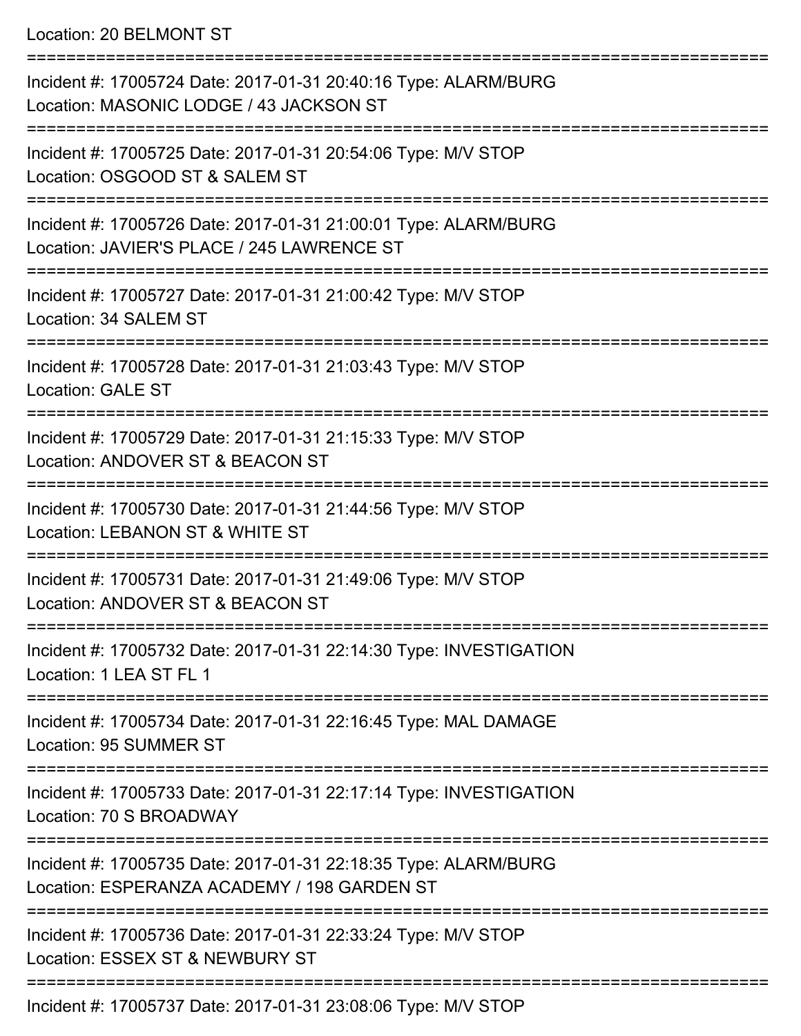Location: 20 BELMONT ST

===========================================================================

Incident #: 17005724 Date: 2017-01-31 20:40:16 Type: ALARM/BURG
Location: MASONIC LODGE / 43 JACKSON ST

===========================================================================

Incident #: 17005725 Date: 2017-01-31 20:54:06 Type: M/V STOP
Location: OSGOOD ST & SALEM ST

===========================================================================

Incident #: 17005726 Date: 2017-01-31 21:00:01 Type: ALARM/BURG
Location: JAVIER'S PLACE / 245 LAWRENCE ST

===========================================================================

Incident #: 17005727 Date: 2017-01-31 21:00:42 Type: M/V STOP
Location: 34 SALEM ST

===========================================================================

Incident #: 17005728 Date: 2017-01-31 21:03:43 Type: M/V STOP
Location: GALE ST

===========================================================================

Incident #: 17005729 Date: 2017-01-31 21:15:33 Type: M/V STOP
Location: ANDOVER ST & BEACON ST

===========================================================================

Incident #: 17005730 Date: 2017-01-31 21:44:56 Type: M/V STOP
Location: LEBANON ST & WHITE ST

===========================================================================

Incident #: 17005731 Date: 2017-01-31 21:49:06 Type: M/V STOP
Location: ANDOVER ST & BEACON ST

===========================================================================

Incident #: 17005732 Date: 2017-01-31 22:14:30 Type: INVESTIGATION
Location: 1 LEA ST FL 1

===========================================================================

Incident #: 17005734 Date: 2017-01-31 22:16:45 Type: MAL DAMAGE
Location: 95 SUMMER ST

===========================================================================

Incident #: 17005733 Date: 2017-01-31 22:17:14 Type: INVESTIGATION
Location: 70 S BROADWAY

===========================================================================

Incident #: 17005735 Date: 2017-01-31 22:18:35 Type: ALARM/BURG
Location: ESPERANZA ACADEMY / 198 GARDEN ST

===========================================================================

Incident #: 17005736 Date: 2017-01-31 22:33:24 Type: M/V STOP
Location: ESSEX ST & NEWBURY ST

===========================================================================

Incident #: 17005737 Date: 2017-01-31 23:08:06 Type: M/V STOP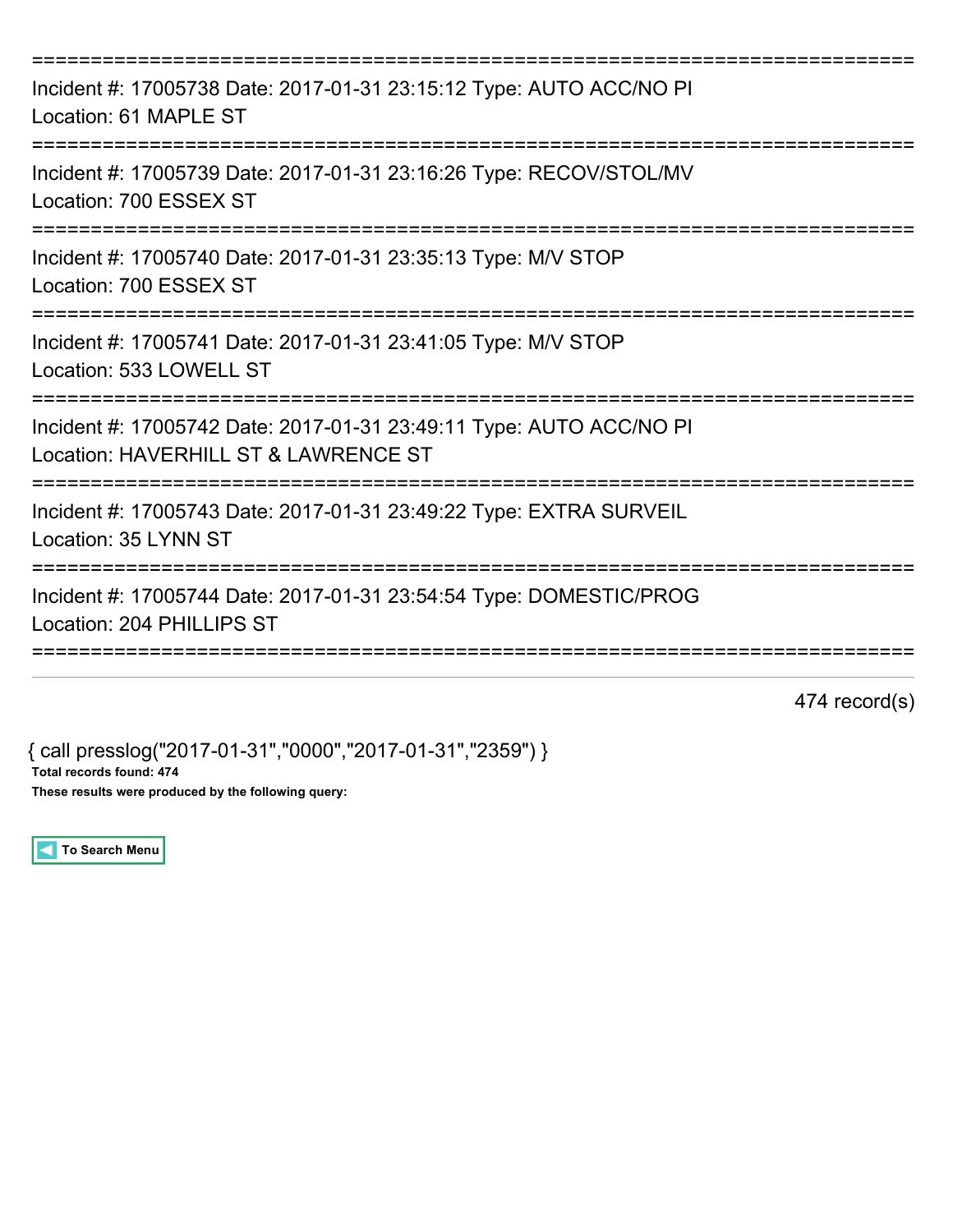===========================================================================

Incident #: 17005738 Date: 2017-01-31 23:15:12 Type: AUTO ACC/NO PI
Location: 61 MAPLE ST

===========================================================================

Incident #: 17005739 Date: 2017-01-31 23:16:26 Type: RECOV/STOL/MV
Location: 700 ESSEX ST

===========================================================================

Incident #: 17005740 Date: 2017-01-31 23:35:13 Type: M/V STOP
Location: 700 ESSEX ST

===========================================================================

Incident #: 17005741 Date: 2017-01-31 23:41:05 Type: M/V STOP
Location: 533 LOWELL ST

===========================================================================

Incident #: 17005742 Date: 2017-01-31 23:49:11 Type: AUTO ACC/NO PI
Location: HAVERHILL ST & LAWRENCE ST

===========================================================================

Incident #: 17005743 Date: 2017-01-31 23:49:22 Type: EXTRA SURVEIL
Location: 35 LYNN ST

===========================================================================

Incident #: 17005744 Date: 2017-01-31 23:54:54 Type: DOMESTIC/PROG
Location: 204 PHILLIPS ST

===========================================================================

474 record(s)

{ call presslog("2017-01-31","0000","2017-01-31","2359") }

**Total records found: 474**

**These results were produced by the following query:**

To Search Menu